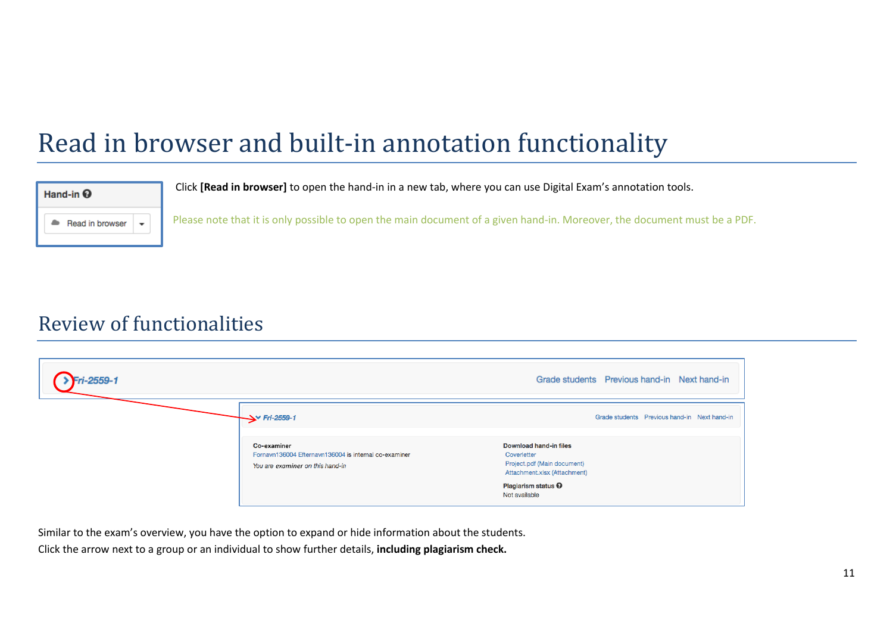# Read in browser and built-in annotation functionality

Click **[Read in browser]** to open the hand-in in a new tab, where you can use Digital Exam's annotation tools.

Please note that it is only possible to open the main document of a given hand-in. Moreover, the document must be a PDF.

## Review of functionalities

Similar to the exam's overview, you have the option to expand or hide information about the students.
Click the arrow next to a group or an individual to show further details, **including plagiarism check.**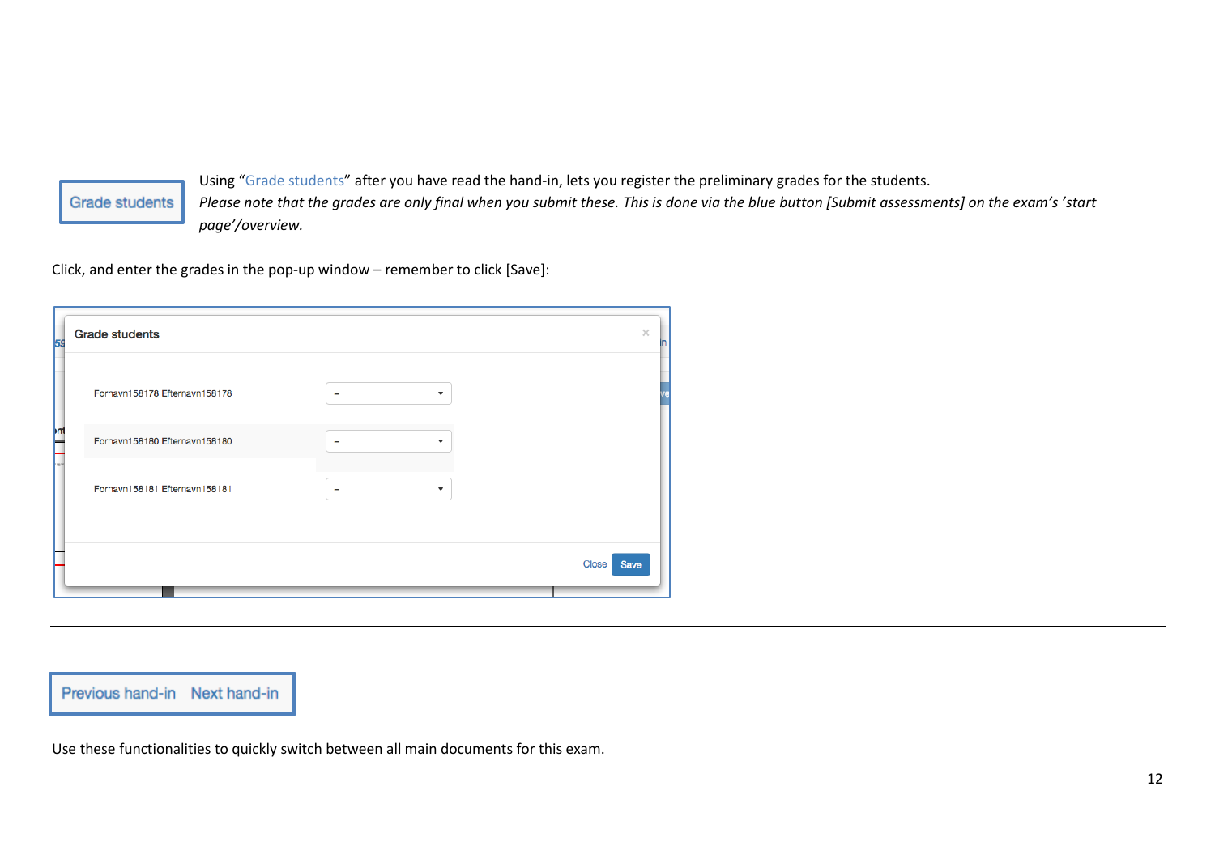Grade students

Using "Grade students" after you have read the hand-in, lets you register the preliminary grades for the students.
*Please note that the grades are only final when you submit these. This is done via the blue button [Submit assessments] on the exam's 'start page'/overview.*

Click, and enter the grades in the pop-up window – remember to click [Save]:

---

Previous hand-in Next hand-in

Use these functionalities to quickly switch between all main documents for this exam.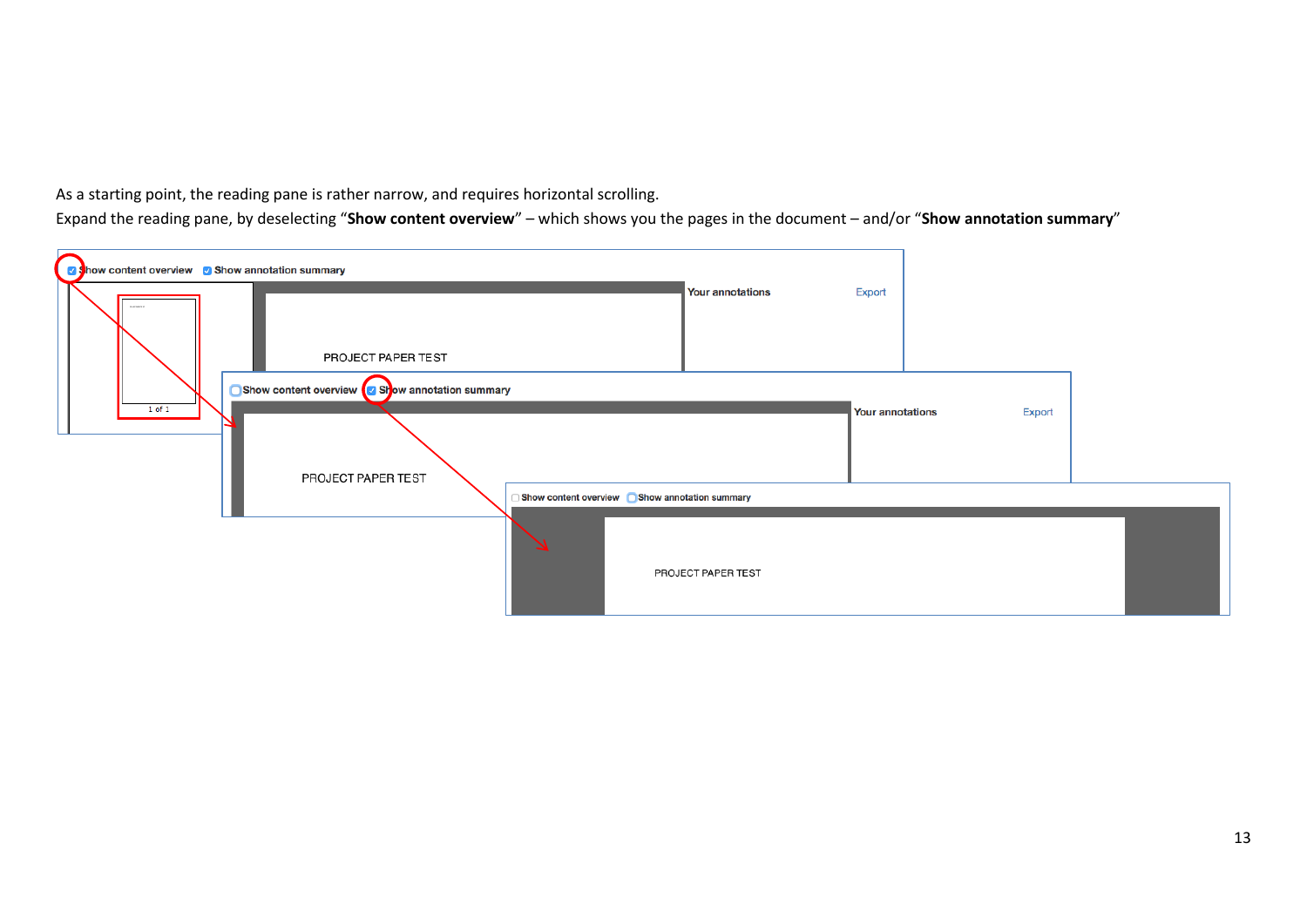As a starting point, the reading pane is rather narrow, and requires horizontal scrolling.

Expand the reading pane, by deselecting "**Show content overview**" – which shows you the pages in the document – and/or "**Show annotation summary**"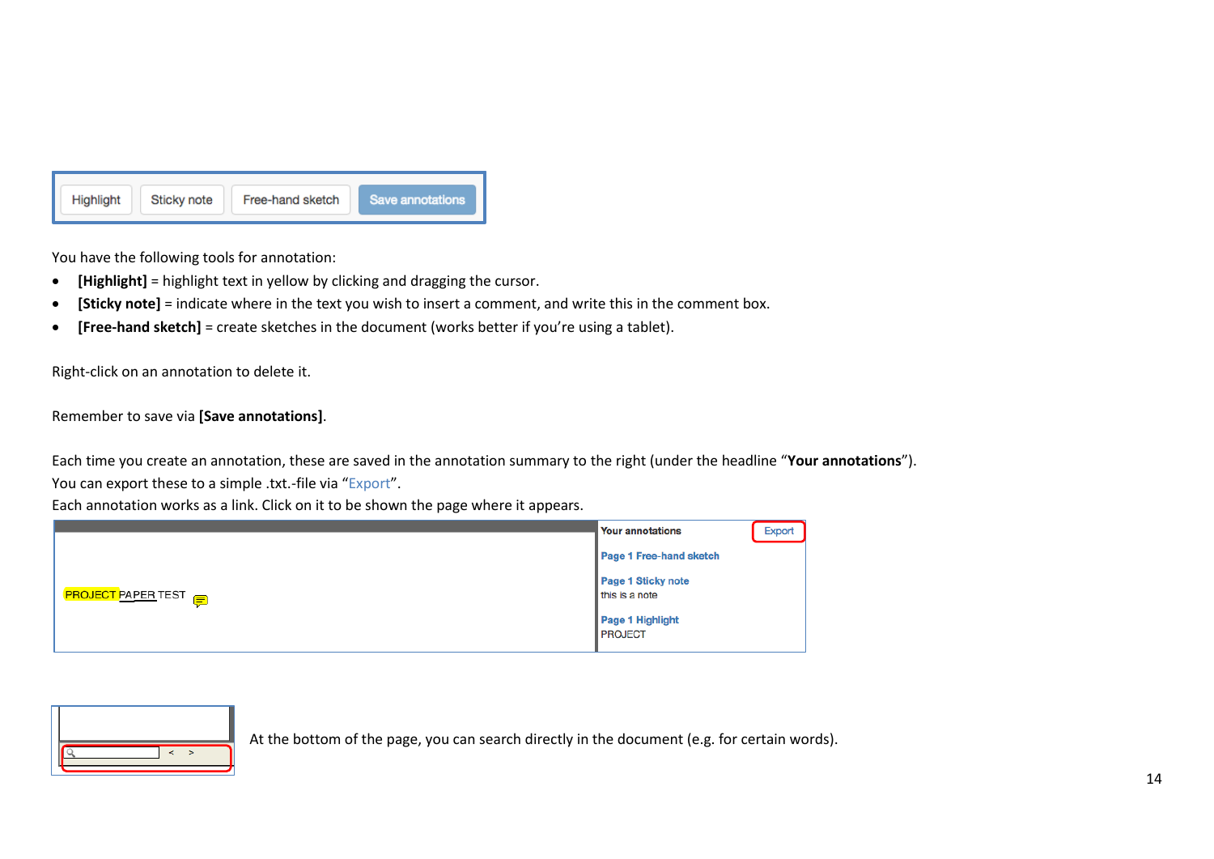You have the following tools for annotation:

- **[Highlight]** = highlight text in yellow by clicking and dragging the cursor.
- **[Sticky note]** = indicate where in the text you wish to insert a comment, and write this in the comment box.
- **[Free-hand sketch]** = create sketches in the document (works better if you're using a tablet).

Right-click on an annotation to delete it.

Remember to save via **[Save annotations]**.

Each time you create an annotation, these are saved in the annotation summary to the right (under the headline "**Your annotations**").
You can export these to a simple .txt.-file via "Export".
Each annotation works as a link. Click on it to be shown the page where it appears.

At the bottom of the page, you can search directly in the document (e.g. for certain words).